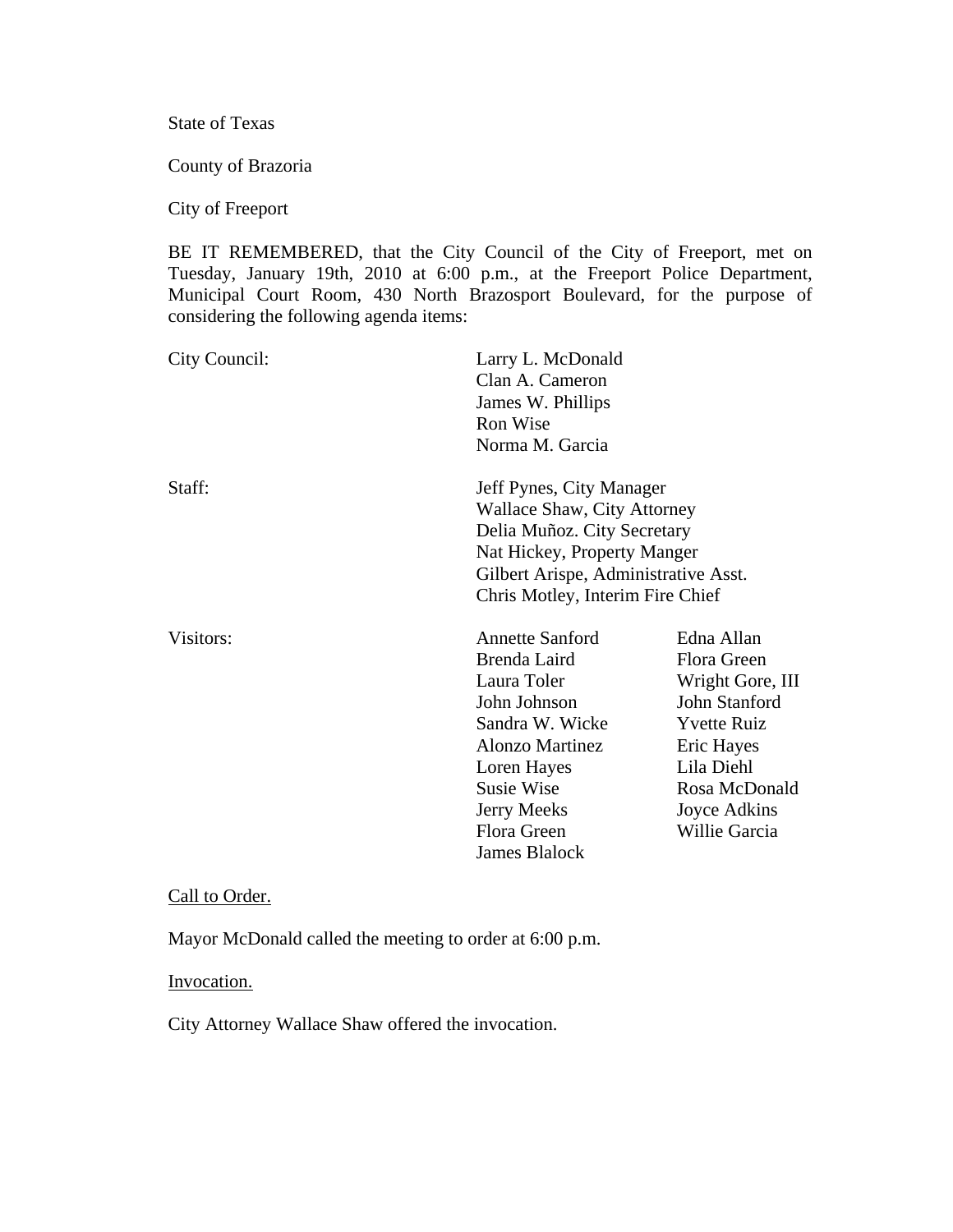State of Texas

County of Brazoria

City of Freeport

BE IT REMEMBERED, that the City Council of the City of Freeport, met on Tuesday, January 19th, 2010 at 6:00 p.m., at the Freeport Police Department, Municipal Court Room, 430 North Brazosport Boulevard, for the purpose of considering the following agenda items:

| | | |
|---|---|---|
| City Council: | Larry L. McDonald<br>Clan A. Cameron<br>James W. Phillips<br>Ron Wise<br>Norma M. Garcia | |
| Staff: | Jeff Pynes, City Manager<br>Wallace Shaw, City Attorney<br>Delia Muñoz. City Secretary<br>Nat Hickey, Property Manger<br>Gilbert Arispe, Administrative Asst.<br>Chris Motley, Interim Fire Chief | |
| Visitors: | Annette Sanford<br>Brenda Laird<br>Laura Toler<br>John Johnson<br>Sandra W. Wicke<br>Alonzo Martinez<br>Loren Hayes<br>Susie Wise<br>Jerry Meeks<br>Flora Green<br>James Blalock | Edna Allan<br>Flora Green<br>Wright Gore, III<br>John Stanford<br>Yvette Ruiz<br>Eric Hayes<br>Lila Diehl<br>Rosa McDonald<br>Joyce Adkins<br>Willie Garcia |

Call to Order.

Mayor McDonald called the meeting to order at 6:00 p.m.

Invocation.

City Attorney Wallace Shaw offered the invocation.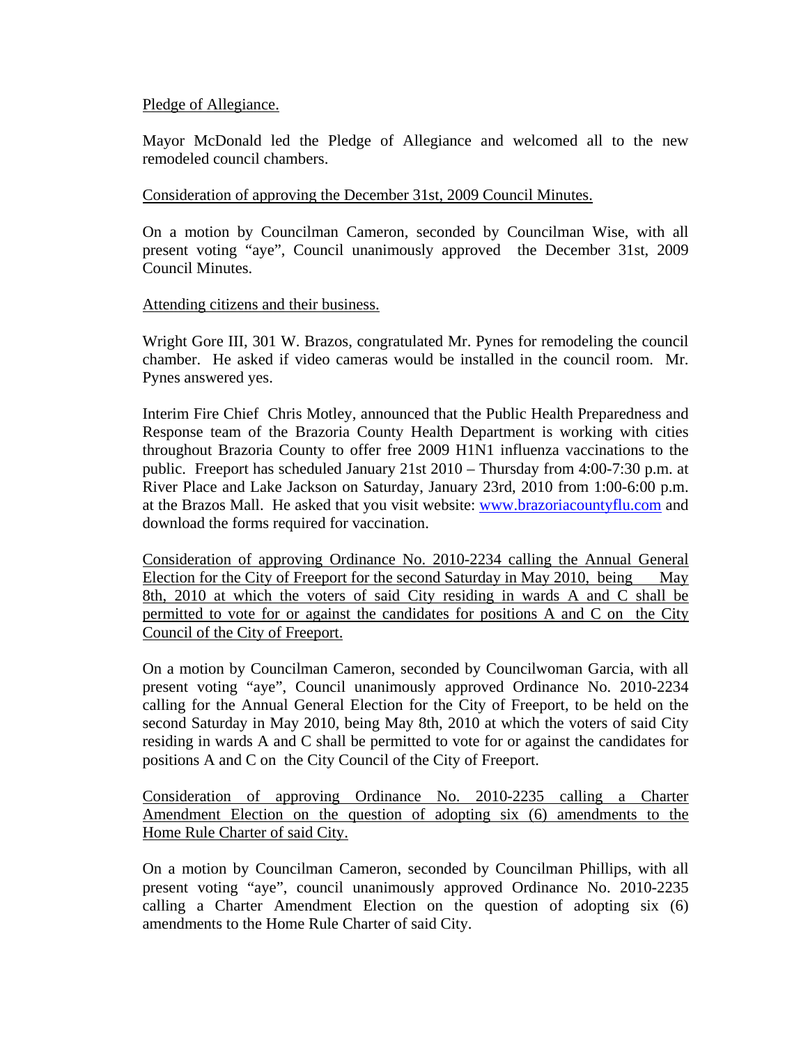Pledge of Allegiance.

Mayor McDonald led the Pledge of Allegiance and welcomed all to the new remodeled council chambers.

Consideration of approving the December 31st, 2009 Council Minutes.

On a motion by Councilman Cameron, seconded by Councilman Wise, with all present voting "aye", Council unanimously approved the December 31st, 2009 Council Minutes.

Attending citizens and their business.

Wright Gore III, 301 W. Brazos, congratulated Mr. Pynes for remodeling the council chamber. He asked if video cameras would be installed in the council room. Mr. Pynes answered yes.

Interim Fire Chief Chris Motley, announced that the Public Health Preparedness and Response team of the Brazoria County Health Department is working with cities throughout Brazoria County to offer free 2009 H1N1 influenza vaccinations to the public. Freeport has scheduled January 21st 2010 – Thursday from 4:00-7:30 p.m. at River Place and Lake Jackson on Saturday, January 23rd, 2010 from 1:00-6:00 p.m. at the Brazos Mall. He asked that you visit website: www.brazoriacountyflu.com and download the forms required for vaccination.

Consideration of approving Ordinance No. 2010-2234 calling the Annual General Election for the City of Freeport for the second Saturday in May 2010, being May 8th, 2010 at which the voters of said City residing in wards A and C shall be permitted to vote for or against the candidates for positions A and C on the City Council of the City of Freeport.

On a motion by Councilman Cameron, seconded by Councilwoman Garcia, with all present voting "aye", Council unanimously approved Ordinance No. 2010-2234 calling for the Annual General Election for the City of Freeport, to be held on the second Saturday in May 2010, being May 8th, 2010 at which the voters of said City residing in wards A and C shall be permitted to vote for or against the candidates for positions A and C on the City Council of the City of Freeport.

Consideration of approving Ordinance No. 2010-2235 calling a Charter Amendment Election on the question of adopting six (6) amendments to the Home Rule Charter of said City.

On a motion by Councilman Cameron, seconded by Councilman Phillips, with all present voting "aye", council unanimously approved Ordinance No. 2010-2235 calling a Charter Amendment Election on the question of adopting six (6) amendments to the Home Rule Charter of said City.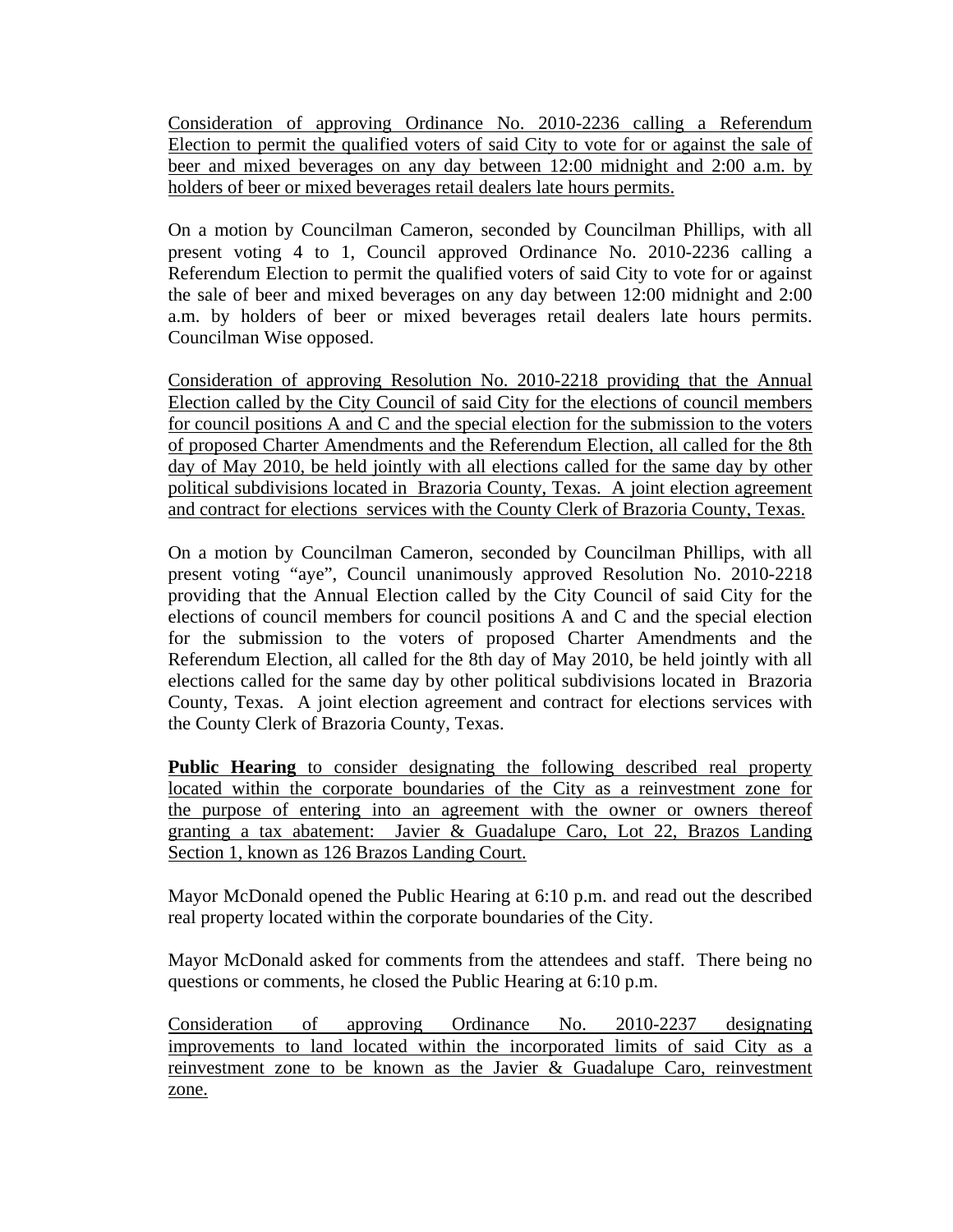Consideration of approving Ordinance No. 2010-2236 calling a Referendum Election to permit the qualified voters of said City to vote for or against the sale of beer and mixed beverages on any day between 12:00 midnight and 2:00 a.m. by holders of beer or mixed beverages retail dealers late hours permits.

On a motion by Councilman Cameron, seconded by Councilman Phillips, with all present voting 4 to 1, Council approved Ordinance No. 2010-2236 calling a Referendum Election to permit the qualified voters of said City to vote for or against the sale of beer and mixed beverages on any day between 12:00 midnight and 2:00 a.m. by holders of beer or mixed beverages retail dealers late hours permits. Councilman Wise opposed.

Consideration of approving Resolution No. 2010-2218 providing that the Annual Election called by the City Council of said City for the elections of council members for council positions A and C and the special election for the submission to the voters of proposed Charter Amendments and the Referendum Election, all called for the 8th day of May 2010, be held jointly with all elections called for the same day by other political subdivisions located in Brazoria County, Texas. A joint election agreement and contract for elections services with the County Clerk of Brazoria County, Texas.

On a motion by Councilman Cameron, seconded by Councilman Phillips, with all present voting "aye", Council unanimously approved Resolution No. 2010-2218 providing that the Annual Election called by the City Council of said City for the elections of council members for council positions A and C and the special election for the submission to the voters of proposed Charter Amendments and the Referendum Election, all called for the 8th day of May 2010, be held jointly with all elections called for the same day by other political subdivisions located in Brazoria County, Texas. A joint election agreement and contract for elections services with the County Clerk of Brazoria County, Texas.

**Public Hearing** to consider designating the following described real property located within the corporate boundaries of the City as a reinvestment zone for the purpose of entering into an agreement with the owner or owners thereof granting a tax abatement: Javier & Guadalupe Caro, Lot 22, Brazos Landing Section 1, known as 126 Brazos Landing Court.

Mayor McDonald opened the Public Hearing at 6:10 p.m. and read out the described real property located within the corporate boundaries of the City.

Mayor McDonald asked for comments from the attendees and staff. There being no questions or comments, he closed the Public Hearing at 6:10 p.m.

Consideration of approving Ordinance No. 2010-2237 designating improvements to land located within the incorporated limits of said City as a reinvestment zone to be known as the Javier & Guadalupe Caro, reinvestment zone.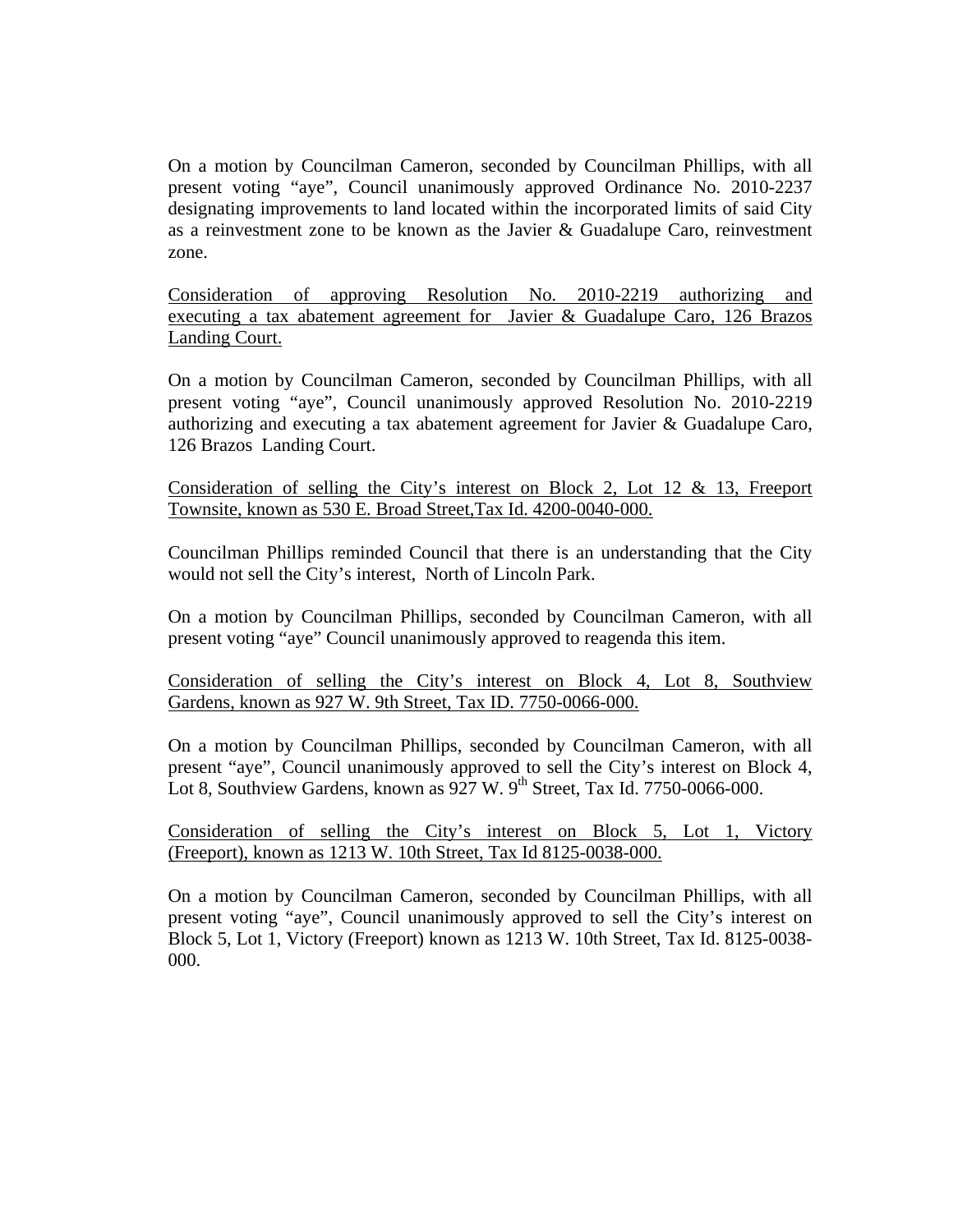On a motion by Councilman Cameron, seconded by Councilman Phillips, with all present voting "aye", Council unanimously approved Ordinance No. 2010-2237 designating improvements to land located within the incorporated limits of said City as a reinvestment zone to be known as the Javier & Guadalupe Caro, reinvestment zone.

<u>Consideration of approving Resolution No. 2010-2219 authorizing and executing a tax abatement agreement for Javier & Guadalupe Caro, 126 Brazos Landing Court.</u>

On a motion by Councilman Cameron, seconded by Councilman Phillips, with all present voting "aye", Council unanimously approved Resolution No. 2010-2219 authorizing and executing a tax abatement agreement for Javier & Guadalupe Caro, 126 Brazos Landing Court.

<u>Consideration of selling the City's interest on Block 2, Lot 12 & 13, Freeport Townsite, known as 530 E. Broad Street,Tax Id. 4200-0040-000.</u>

Councilman Phillips reminded Council that there is an understanding that the City would not sell the City's interest, North of Lincoln Park.

On a motion by Councilman Phillips, seconded by Councilman Cameron, with all present voting "aye" Council unanimously approved to reagenda this item.

<u>Consideration of selling the City's interest on Block 4, Lot 8, Southview Gardens, known as 927 W. 9th Street, Tax ID. 7750-0066-000.</u>

On a motion by Councilman Phillips, seconded by Councilman Cameron, with all present "aye", Council unanimously approved to sell the City's interest on Block 4, Lot 8, Southview Gardens, known as 927 W. 9th Street, Tax Id. 7750-0066-000.

<u>Consideration of selling the City's interest on Block 5, Lot 1, Victory (Freeport), known as 1213 W. 10th Street, Tax Id 8125-0038-000.</u>

On a motion by Councilman Cameron, seconded by Councilman Phillips, with all present voting "aye", Council unanimously approved to sell the City's interest on Block 5, Lot 1, Victory (Freeport) known as 1213 W. 10th Street, Tax Id. 8125-0038-000.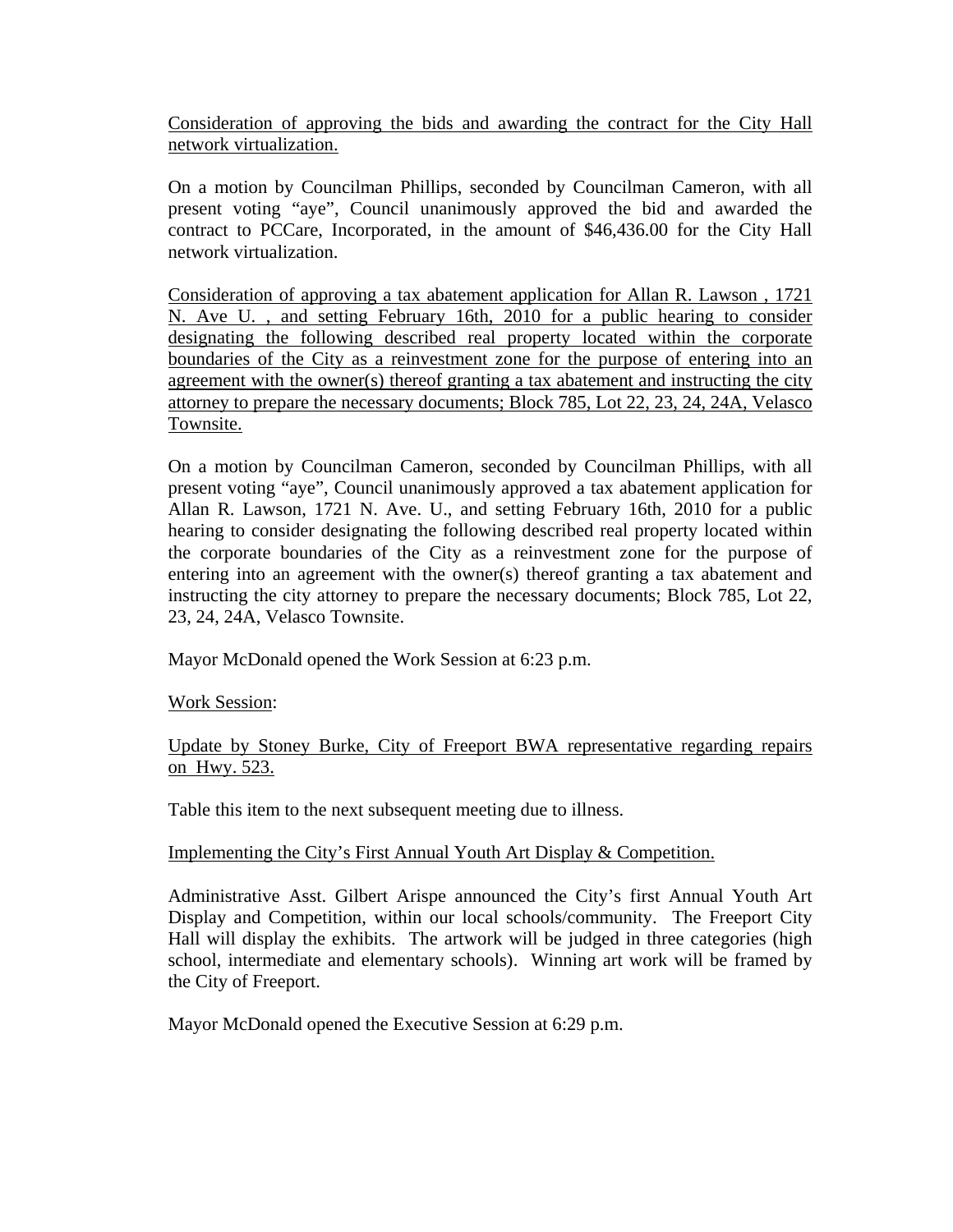<u>Consideration of approving the bids and awarding the contract for the City Hall network virtualization.</u>

On a motion by Councilman Phillips, seconded by Councilman Cameron, with all present voting "aye", Council unanimously approved the bid and awarded the contract to PCCare, Incorporated, in the amount of $46,436.00 for the City Hall network virtualization.

<u>Consideration of approving a tax abatement application for Allan R. Lawson , 1721 N. Ave U. , and setting February 16th, 2010 for a public hearing to consider designating the following described real property located within the corporate boundaries of the City as a reinvestment zone for the purpose of entering into an agreement with the owner(s) thereof granting a tax abatement and instructing the city attorney to prepare the necessary documents; Block 785, Lot 22, 23, 24, 24A, Velasco Townsite.</u>

On a motion by Councilman Cameron, seconded by Councilman Phillips, with all present voting "aye", Council unanimously approved a tax abatement application for Allan R. Lawson, 1721 N. Ave. U., and setting February 16th, 2010 for a public hearing to consider designating the following described real property located within the corporate boundaries of the City as a reinvestment zone for the purpose of entering into an agreement with the owner(s) thereof granting a tax abatement and instructing the city attorney to prepare the necessary documents; Block 785, Lot 22, 23, 24, 24A, Velasco Townsite.

Mayor McDonald opened the Work Session at 6:23 p.m.

<u>Work Session</u>:

<u>Update by Stoney Burke, City of Freeport BWA representative regarding repairs on Hwy. 523.</u>

Table this item to the next subsequent meeting due to illness.

<u>Implementing the City's First Annual Youth Art Display & Competition.</u>

Administrative Asst. Gilbert Arispe announced the City's first Annual Youth Art Display and Competition, within our local schools/community. The Freeport City Hall will display the exhibits. The artwork will be judged in three categories (high school, intermediate and elementary schools). Winning art work will be framed by the City of Freeport.

Mayor McDonald opened the Executive Session at 6:29 p.m.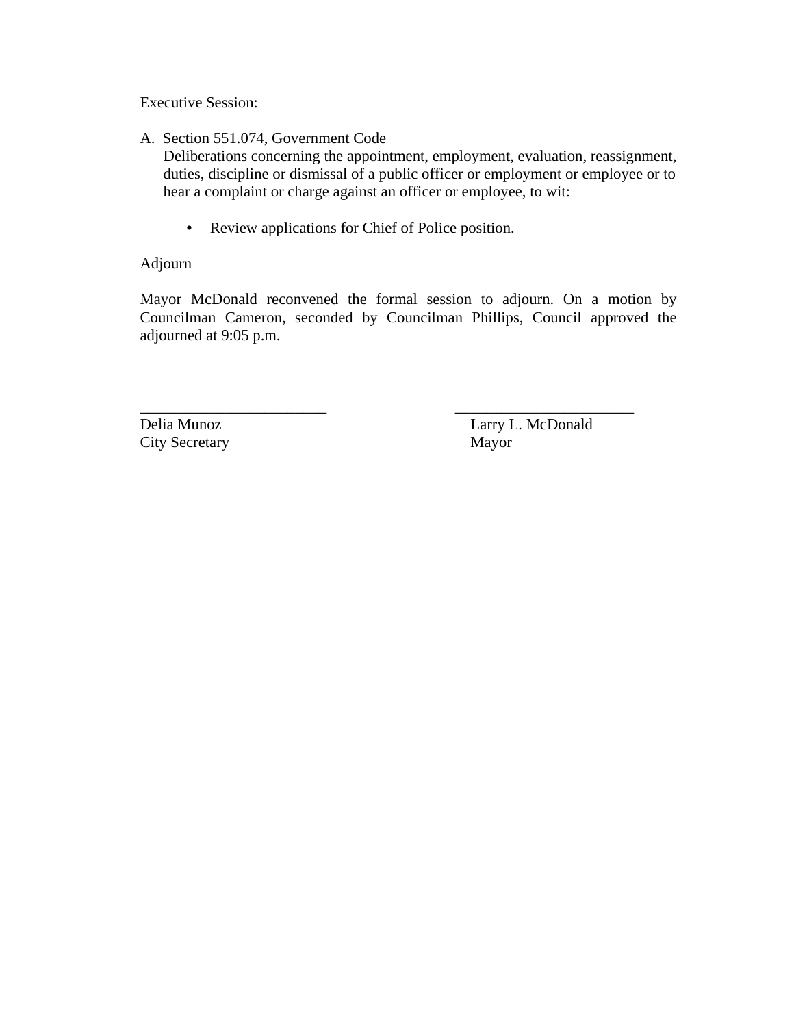Executive Session:

A. Section 551.074, Government Code
   Deliberations concerning the appointment, employment, evaluation, reassignment, duties, discipline or dismissal of a public officer or employment or employee or to hear a complaint or charge against an officer or employee, to wit:

   - Review applications for Chief of Police position.

Adjourn

Mayor McDonald reconvened the formal session to adjourn. On a motion by Councilman Cameron, seconded by Councilman Phillips, Council approved the adjourned at 9:05 p.m.

| | |
|---|---|
| ________________________ | ________________________ |
| Delia Munoz | Larry L. McDonald |
| City Secretary | Mayor |